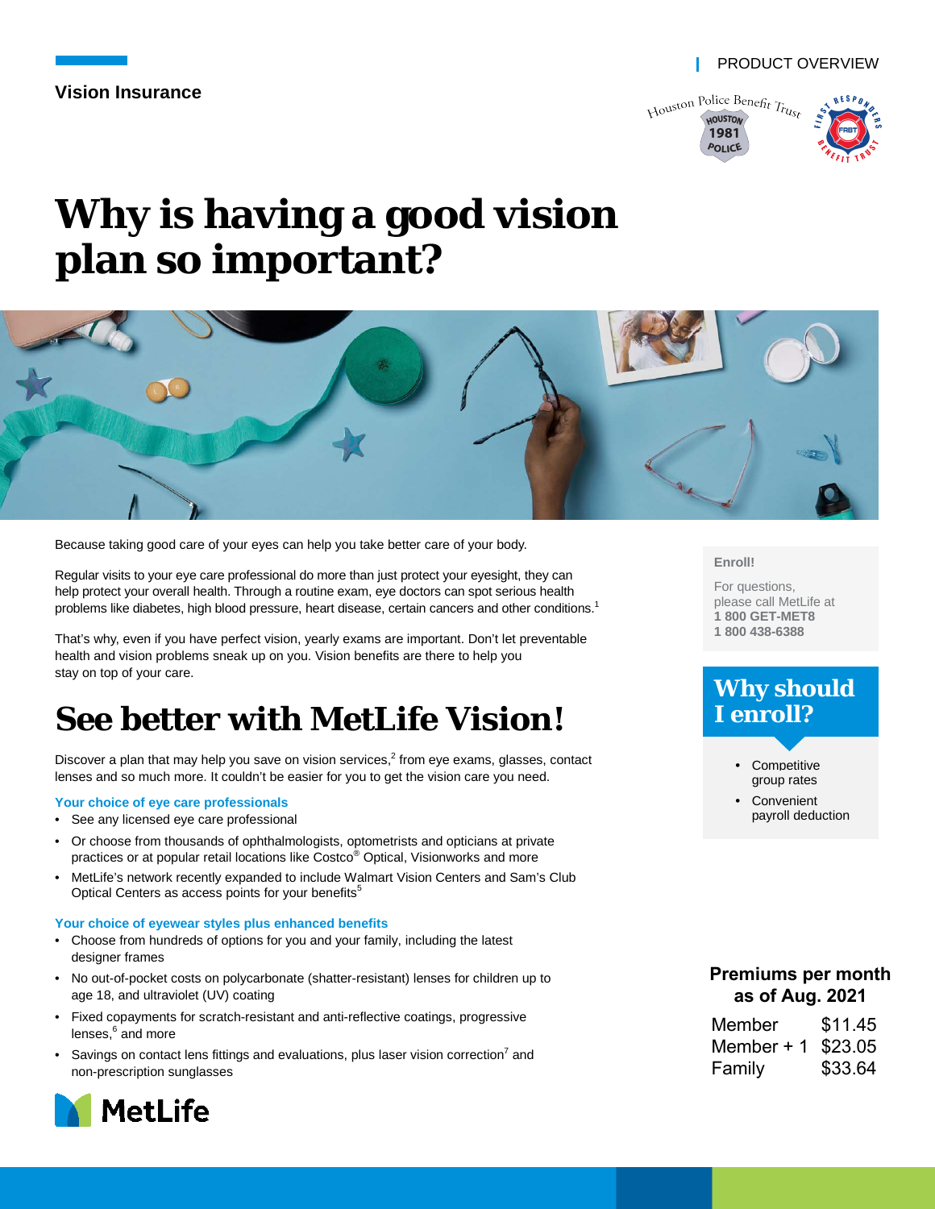PRODUCT OVERVIEW

**Vision Insurance**

Houston Police Benefit Trust

# Why is having a good vision plan so important?

Because taking good care of your eyes can help you take better care of your body.

Regular visits to your eye care professional do more than just protect your eyesight, they can help protect your overall health. Through a routine exam, eye doctors can spot serious health problems like diabetes, high blood pressure, heart disease, certain cancers and other conditions.[1]

That's why, even if you have perfect vision, yearly exams are important. Don't let preventable health and vision problems sneak up on you. Vision benefits are there to help you stay on top of your care.

## See better with MetLife Vision!

Discover a plan that may help you save on vision services,[2] from eye exams, glasses, contact lenses and so much more. It couldn't be easier for you to get the vision care you need.

### Your choice of eye care professionals

- See any licensed eye care professional
- Or choose from thousands of ophthalmologists, optometrists and opticians at private practices or at popular retail locations like Costco® Optical, Visionworks and more
- MetLife's network recently expanded to include Walmart Vision Centers and Sam's Club Optical Centers as access points for your benefits[5]

### Your choice of eyewear styles plus enhanced benefits

- Choose from hundreds of options for you and your family, including the latest designer frames
- No out-of-pocket costs on polycarbonate (shatter-resistant) lenses for children up to age 18, and ultraviolet (UV) coating
- Fixed copayments for scratch-resistant and anti-reflective coatings, progressive lenses,[6] and more
- Savings on contact lens fittings and evaluations, plus laser vision correction[7] and non-prescription sunglasses

**Enroll!**

For questions, please call MetLife at
**1 800 GET-MET8**
**1 800 438-6388**

## Why should I enroll?

- Competitive group rates
- Convenient payroll deduction

**Premiums per month as of Aug. 2021**

| | |
|---|---|
| Member | $11.45 |
| Member + 1 | $23.05 |
| Family | $33.64 |

MetLife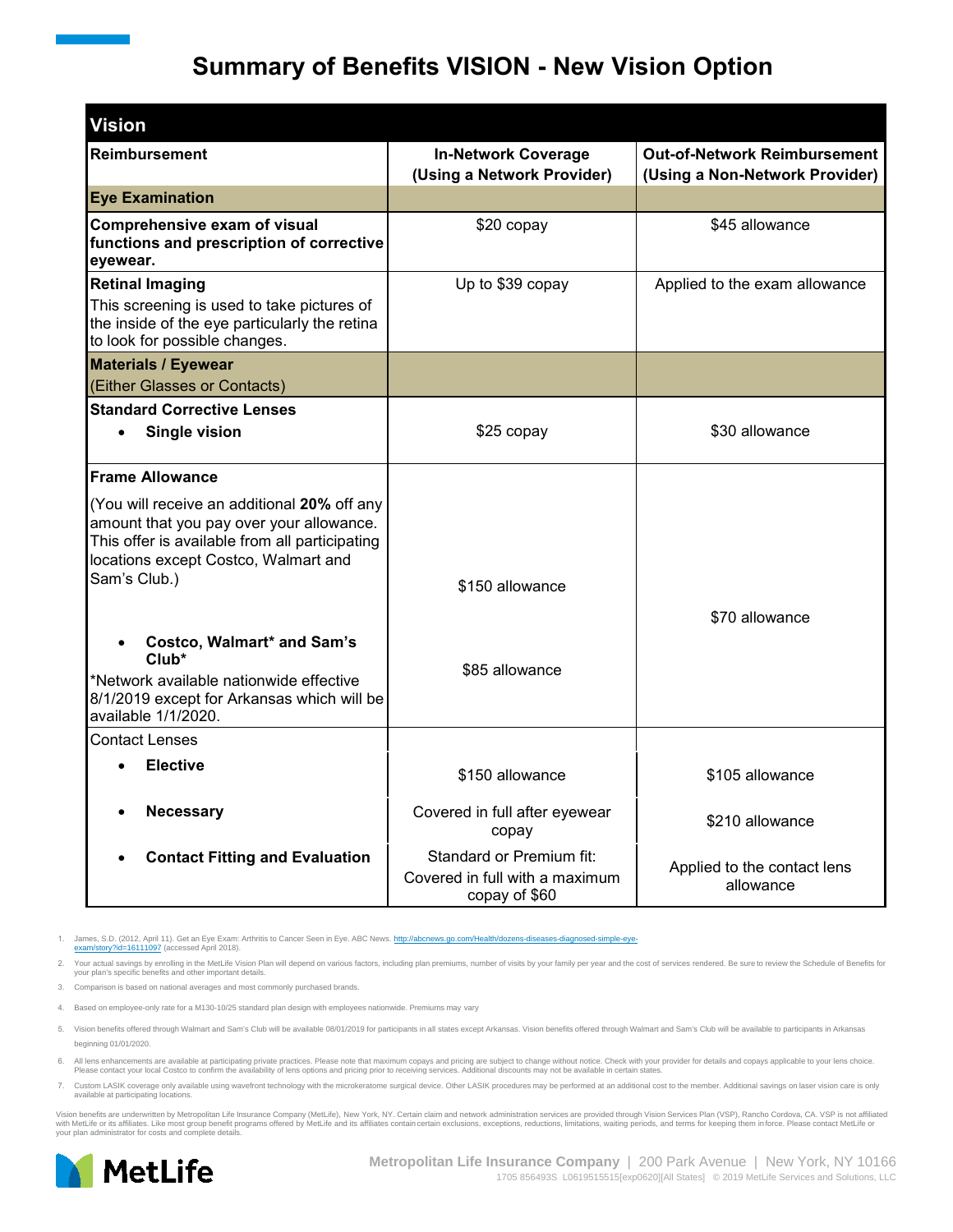# Summary of Benefits VISION - New Vision Option

| Vision | | |
|---|---|---|
| **Reimbursement** | **In-Network Coverage (Using a Network Provider)** | **Out-of-Network Reimbursement (Using a Non-Network Provider)** |
| **Eye Examination** | | |
| **Comprehensive exam of visual functions and prescription of corrective eyewear.** | $20 copay | $45 allowance |
| **Retinal Imaging** This screening is used to take pictures of the inside of the eye particularly the retina to look for possible changes. | Up to $39 copay | Applied to the exam allowance |
| **Materials / Eyewear** (Either Glasses or Contacts) | | |
| **Standard Corrective Lenses** • **Single vision** | $25 copay | $30 allowance |
| **Frame Allowance** (You will receive an additional **20%** off any amount that you pay over your allowance. This offer is available from all participating locations except Costco, Walmart and Sam's Club.) | $150 allowance | $70 allowance |
| • **Costco, Walmart* and Sam's Club*** *Network available nationwide effective 8/1/2019 except for Arkansas which will be available 1/1/2020. | $85 allowance | |
| Contact Lenses | | |
| • **Elective** | $150 allowance | $105 allowance |
| • **Necessary** | Covered in full after eyewear copay | $210 allowance |
| • **Contact Fitting and Evaluation** | Standard or Premium fit: Covered in full with a maximum copay of $60 | Applied to the contact lens allowance |

1. James, S.D. (2012, April 11). Get an Eye Exam: Arthritis to Cancer Seen in Eye. ABC News. http://abcnews.go.com/Health/dozens-diseases-diagnosed-simple-eye-exam/story?id=16111097 (accessed April 2018).
2. Your actual savings by enrolling in the MetLife Vision Plan will depend on various factors, including plan premiums, number of visits by your family per year and the cost of services rendered. Be sure to review the Schedule of Benefits for your plan's specific benefits and other important details.
3. Comparison is based on national averages and most commonly purchased brands.
4. Based on employee-only rate for a M130-10/25 standard plan design with employees nationwide. Premiums may vary
5. Vision benefits offered through Walmart and Sam's Club will be available 08/01/2019 for participants in all states except Arkansas. Vision benefits offered through Walmart and Sam's Club will be available to participants in Arkansas beginning 01/01/2020.
6. All lens enhancements are available at participating private practices. Please note that maximum copays and pricing are subject to change without notice. Check with your provider for details and copays applicable to your lens choice. Please contact your local Costco to confirm the availability of lens options and pricing prior to receiving services. Additional discounts may not be available in certain states.
7. Custom LASIK coverage only available using wavefront technology with the microkeratome surgical device. Other LASIK procedures may be performed at an additional cost to the member. Additional savings on laser vision care is only available at participating locations.

Vision benefits are underwritten by Metropolitan Life Insurance Company (MetLife), New York, NY. Certain claim and network administration services are provided through Vision Services Plan (VSP), Rancho Cordova, CA. VSP is not affiliated with MetLife or its affiliates. Like most group benefit programs offered by MetLife and its affiliates contain certain exclusions, exceptions, reductions, limitations, waiting periods, and terms for keeping them in force. Please contact MetLife or your plan administrator for costs and complete details.

MetLife

Metropolitan Life Insurance Company | 200 Park Avenue | New York, NY 10166
1705 856493S L0619515515[exp0620][All States] © 2019 MetLife Services and Solutions, LLC